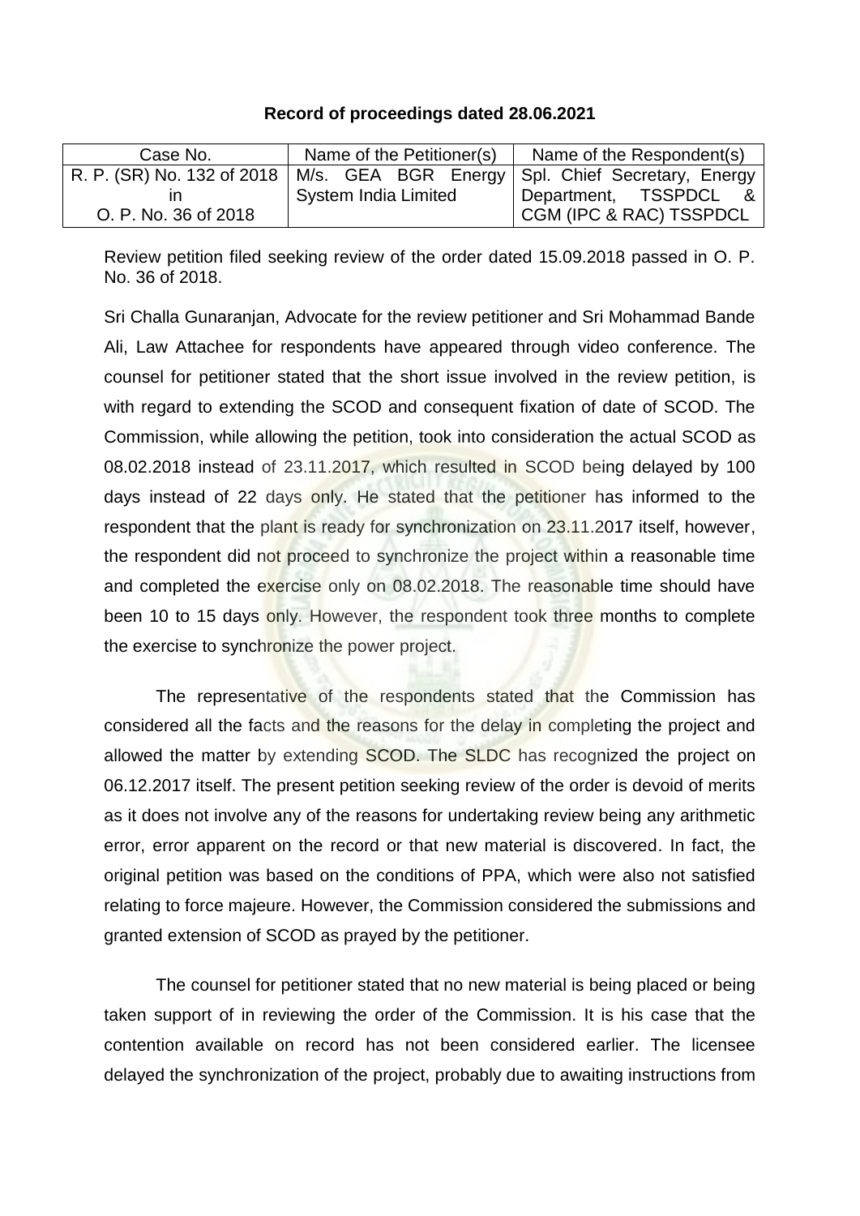**Record of proceedings dated 28.06.2021**

| Case No. | Name of the Petitioner(s) | Name of the Respondent(s) |
| --- | --- | --- |
| R. P. (SR) No. 132 of 2018 in O. P. No. 36 of 2018 | M/s. GEA BGR Energy System India Limited | Spl. Chief Secretary, Energy Department, TSSPDCL & CGM (IPC & RAC) TSSPDCL |

Review petition filed seeking review of the order dated 15.09.2018 passed in O. P. No. 36 of 2018.

Sri Challa Gunaranjan, Advocate for the review petitioner and Sri Mohammad Bande Ali, Law Attachee for respondents have appeared through video conference. The counsel for petitioner stated that the short issue involved in the review petition, is with regard to extending the SCOD and consequent fixation of date of SCOD. The Commission, while allowing the petition, took into consideration the actual SCOD as 08.02.2018 instead of 23.11.2017, which resulted in SCOD being delayed by 100 days instead of 22 days only. He stated that the petitioner has informed to the respondent that the plant is ready for synchronization on 23.11.2017 itself, however, the respondent did not proceed to synchronize the project within a reasonable time and completed the exercise only on 08.02.2018. The reasonable time should have been 10 to 15 days only. However, the respondent took three months to complete the exercise to synchronize the power project.

The representative of the respondents stated that the Commission has considered all the facts and the reasons for the delay in completing the project and allowed the matter by extending SCOD. The SLDC has recognized the project on 06.12.2017 itself. The present petition seeking review of the order is devoid of merits as it does not involve any of the reasons for undertaking review being any arithmetic error, error apparent on the record or that new material is discovered. In fact, the original petition was based on the conditions of PPA, which were also not satisfied relating to force majeure. However, the Commission considered the submissions and granted extension of SCOD as prayed by the petitioner.

The counsel for petitioner stated that no new material is being placed or being taken support of in reviewing the order of the Commission. It is his case that the contention available on record has not been considered earlier. The licensee delayed the synchronization of the project, probably due to awaiting instructions from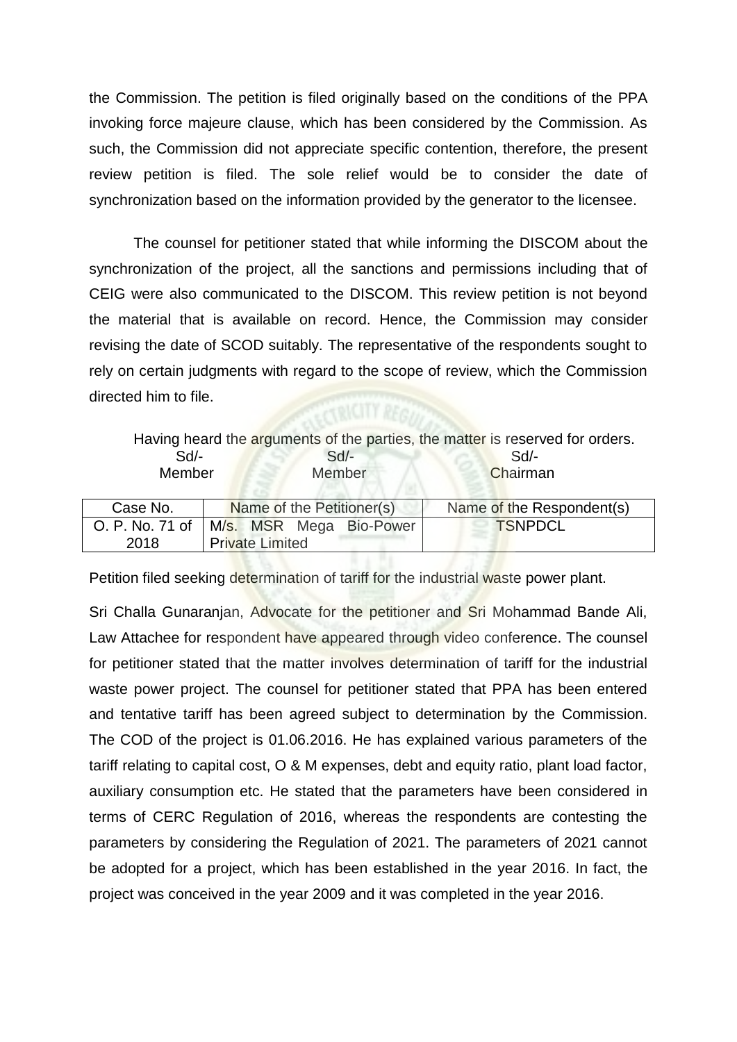the Commission. The petition is filed originally based on the conditions of the PPA invoking force majeure clause, which has been considered by the Commission. As such, the Commission did not appreciate specific contention, therefore, the present review petition is filed. The sole relief would be to consider the date of synchronization based on the information provided by the generator to the licensee.

The counsel for petitioner stated that while informing the DISCOM about the synchronization of the project, all the sanctions and permissions including that of CEIG were also communicated to the DISCOM. This review petition is not beyond the material that is available on record. Hence, the Commission may consider revising the date of SCOD suitably. The representative of the respondents sought to rely on certain judgments with regard to the scope of review, which the Commission directed him to file.

Having heard the arguments of the parties, the matter is reserved for orders.

| Sd/- | Sd/- | Sd/- |
|---|---|---|
| Member | Member | Chairman |

| Case No. | Name of the Petitioner(s) | Name of the Respondent(s) |
|---|---|---|
| O. P. No. 71 of 2018 | M/s. MSR Mega Bio-Power Private Limited | TSNPDCL |

Petition filed seeking determination of tariff for the industrial waste power plant.

Sri Challa Gunaranjan, Advocate for the petitioner and Sri Mohammad Bande Ali, Law Attachee for respondent have appeared through video conference. The counsel for petitioner stated that the matter involves determination of tariff for the industrial waste power project. The counsel for petitioner stated that PPA has been entered and tentative tariff has been agreed subject to determination by the Commission. The COD of the project is 01.06.2016. He has explained various parameters of the tariff relating to capital cost, O & M expenses, debt and equity ratio, plant load factor, auxiliary consumption etc. He stated that the parameters have been considered in terms of CERC Regulation of 2016, whereas the respondents are contesting the parameters by considering the Regulation of 2021. The parameters of 2021 cannot be adopted for a project, which has been established in the year 2016. In fact, the project was conceived in the year 2009 and it was completed in the year 2016.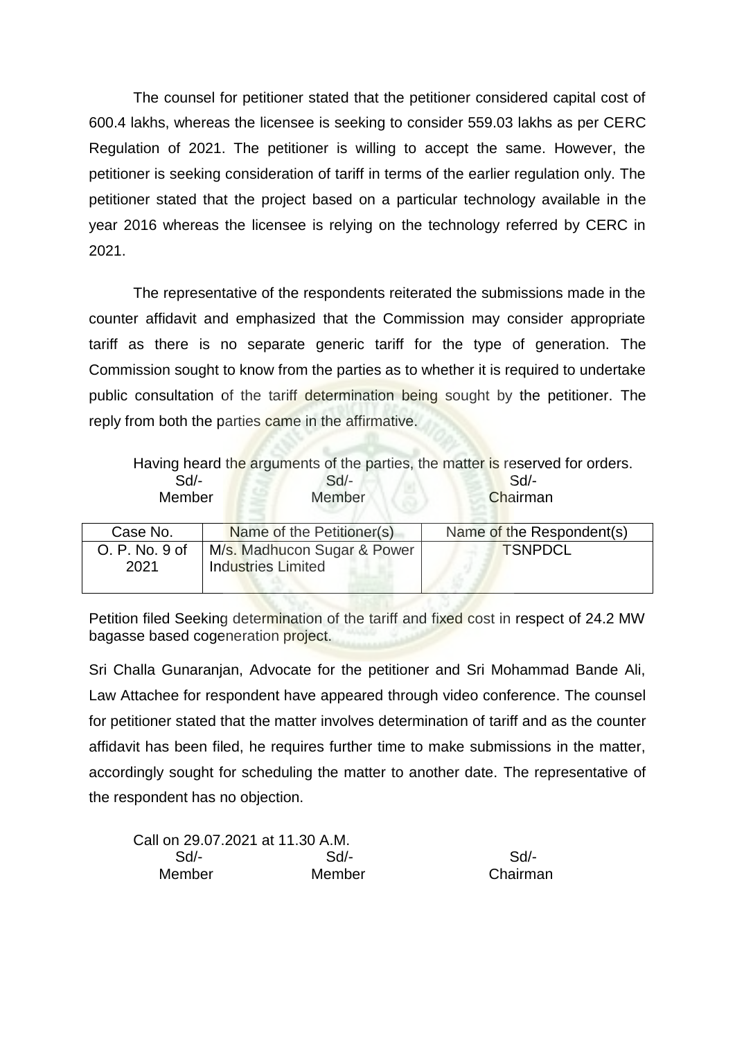The counsel for petitioner stated that the petitioner considered capital cost of 600.4 lakhs, whereas the licensee is seeking to consider 559.03 lakhs as per CERC Regulation of 2021. The petitioner is willing to accept the same. However, the petitioner is seeking consideration of tariff in terms of the earlier regulation only. The petitioner stated that the project based on a particular technology available in the year 2016 whereas the licensee is relying on the technology referred by CERC in 2021.

The representative of the respondents reiterated the submissions made in the counter affidavit and emphasized that the Commission may consider appropriate tariff as there is no separate generic tariff for the type of generation. The Commission sought to know from the parties as to whether it is required to undertake public consultation of the tariff determination being sought by the petitioner. The reply from both the parties came in the affirmative.

Having heard the arguments of the parties, the matter is reserved for orders.

| Sd/- | Sd/- | Sd/- |
|---|---|---|
| Member | Member | Chairman |

| Case No. | Name of the Petitioner(s) | Name of the Respondent(s) |
|---|---|---|
| O. P. No. 9 of 2021 | M/s. Madhucon Sugar & Power Industries Limited | TSNPDCL |

Petition filed Seeking determination of the tariff and fixed cost in respect of 24.2 MW bagasse based cogeneration project.

Sri Challa Gunaranjan, Advocate for the petitioner and Sri Mohammad Bande Ali, Law Attachee for respondent have appeared through video conference. The counsel for petitioner stated that the matter involves determination of tariff and as the counter affidavit has been filed, he requires further time to make submissions in the matter, accordingly sought for scheduling the matter to another date. The representative of the respondent has no objection.

Call on 29.07.2021 at 11.30 A.M.

| Sd/- | Sd/- | Sd/- |
|---|---|---|
| Member | Member | Chairman |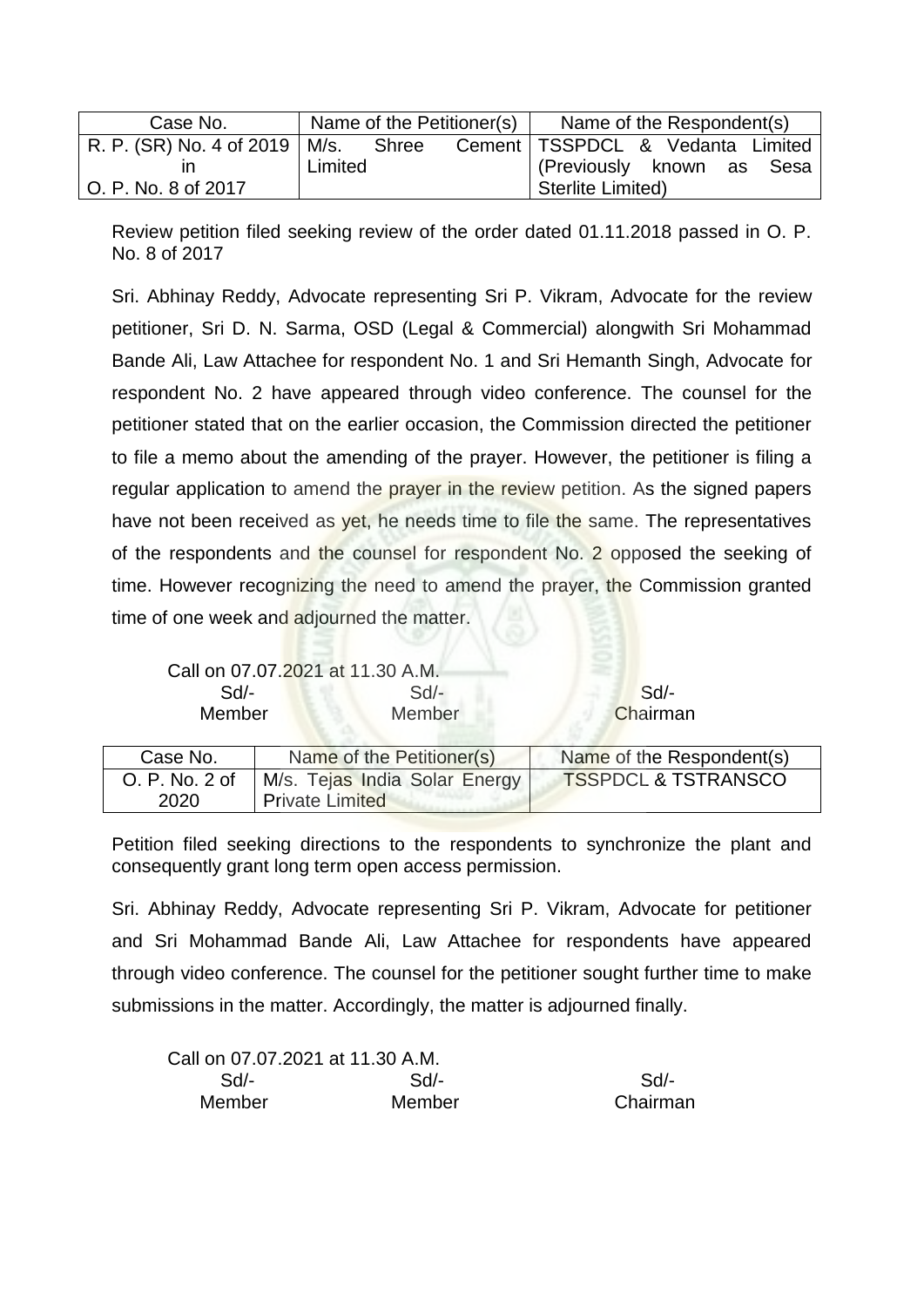| Case No. | Name of the Petitioner(s) | Name of the Respondent(s) |
|---|---|---|
| R. P. (SR) No. 4 of 2019 in O. P. No. 8 of 2017 | M/s. Shree Cement Limited | TSSPDCL & Vedanta Limited (Previously known as Sesa Sterlite Limited) |

Review petition filed seeking review of the order dated 01.11.2018 passed in O. P. No. 8 of 2017

Sri. Abhinay Reddy, Advocate representing Sri P. Vikram, Advocate for the review petitioner, Sri D. N. Sarma, OSD (Legal & Commercial) alongwith Sri Mohammad Bande Ali, Law Attachee for respondent No. 1 and Sri Hemanth Singh, Advocate for respondent No. 2 have appeared through video conference. The counsel for the petitioner stated that on the earlier occasion, the Commission directed the petitioner to file a memo about the amending of the prayer. However, the petitioner is filing a regular application to amend the prayer in the review petition. As the signed papers have not been received as yet, he needs time to file the same. The representatives of the respondents and the counsel for respondent No. 2 opposed the seeking of time. However recognizing the need to amend the prayer, the Commission granted time of one week and adjourned the matter.

Call on 07.07.2021 at 11.30 A.M.

| Sd/- | Sd/- | Sd/- |
|---|---|---|
| Member | Member | Chairman |

| Case No. | Name of the Petitioner(s) | Name of the Respondent(s) |
|---|---|---|
| O. P. No. 2 of 2020 | M/s. Tejas India Solar Energy Private Limited | TSSPDCL & TSTRANSCO |

Petition filed seeking directions to the respondents to synchronize the plant and consequently grant long term open access permission.

Sri. Abhinay Reddy, Advocate representing Sri P. Vikram, Advocate for petitioner and Sri Mohammad Bande Ali, Law Attachee for respondents have appeared through video conference. The counsel for the petitioner sought further time to make submissions in the matter. Accordingly, the matter is adjourned finally.

Call on 07.07.2021 at 11.30 A.M.

| Sd/- | Sd/- | Sd/- |
|---|---|---|
| Member | Member | Chairman |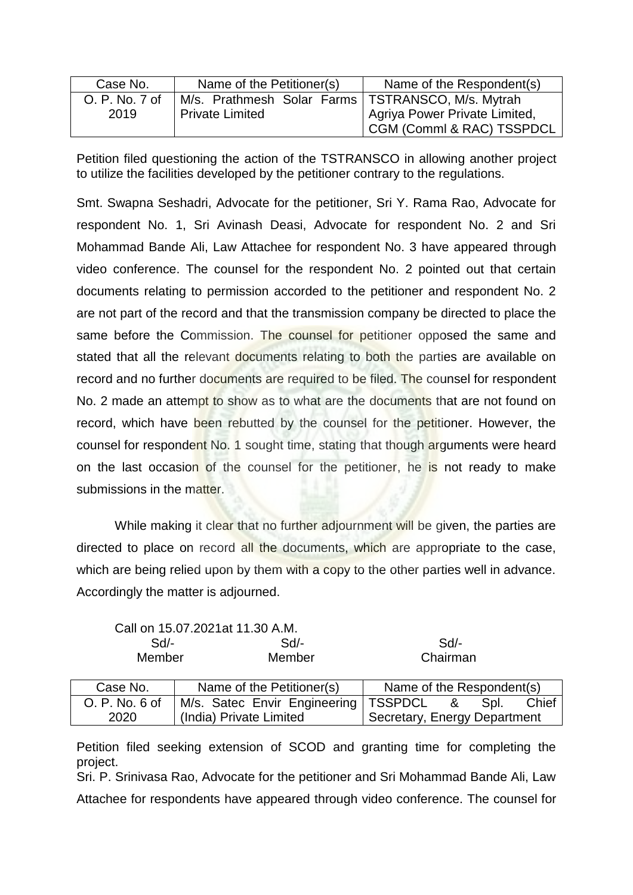| Case No. | Name of the Petitioner(s) | Name of the Respondent(s) |
|---|---|---|
| O. P. No. 7 of 2019 | M/s. Prathmesh Solar Farms Private Limited | TSTRANSCO, M/s. Mytrah Agriya Power Private Limited, CGM (Comml & RAC) TSSPDCL |

Petition filed questioning the action of the TSTRANSCO in allowing another project to utilize the facilities developed by the petitioner contrary to the regulations.

Smt. Swapna Seshadri, Advocate for the petitioner, Sri Y. Rama Rao, Advocate for respondent No. 1, Sri Avinash Deasi, Advocate for respondent No. 2 and Sri Mohammad Bande Ali, Law Attachee for respondent No. 3 have appeared through video conference. The counsel for the respondent No. 2 pointed out that certain documents relating to permission accorded to the petitioner and respondent No. 2 are not part of the record and that the transmission company be directed to place the same before the Commission. The counsel for petitioner opposed the same and stated that all the relevant documents relating to both the parties are available on record and no further documents are required to be filed. The counsel for respondent No. 2 made an attempt to show as to what are the documents that are not found on record, which have been rebutted by the counsel for the petitioner. However, the counsel for respondent No. 1 sought time, stating that though arguments were heard on the last occasion of the counsel for the petitioner, he is not ready to make submissions in the matter.

While making it clear that no further adjournment will be given, the parties are directed to place on record all the documents, which are appropriate to the case, which are being relied upon by them with a copy to the other parties well in advance. Accordingly the matter is adjourned.

Call on 15.07.2021at 11.30 A.M.

| Sd/- | Sd/- | Sd/- |
|---|---|---|
| Member | Member | Chairman |

| Case No. | Name of the Petitioner(s) | Name of the Respondent(s) |
|---|---|---|
| O. P. No. 6 of 2020 | M/s. Satec Envir Engineering (India) Private Limited | TSSPDCL & Spl. Chief Secretary, Energy Department |

Petition filed seeking extension of SCOD and granting time for completing the project.

Sri. P. Srinivasa Rao, Advocate for the petitioner and Sri Mohammad Bande Ali, Law Attachee for respondents have appeared through video conference. The counsel for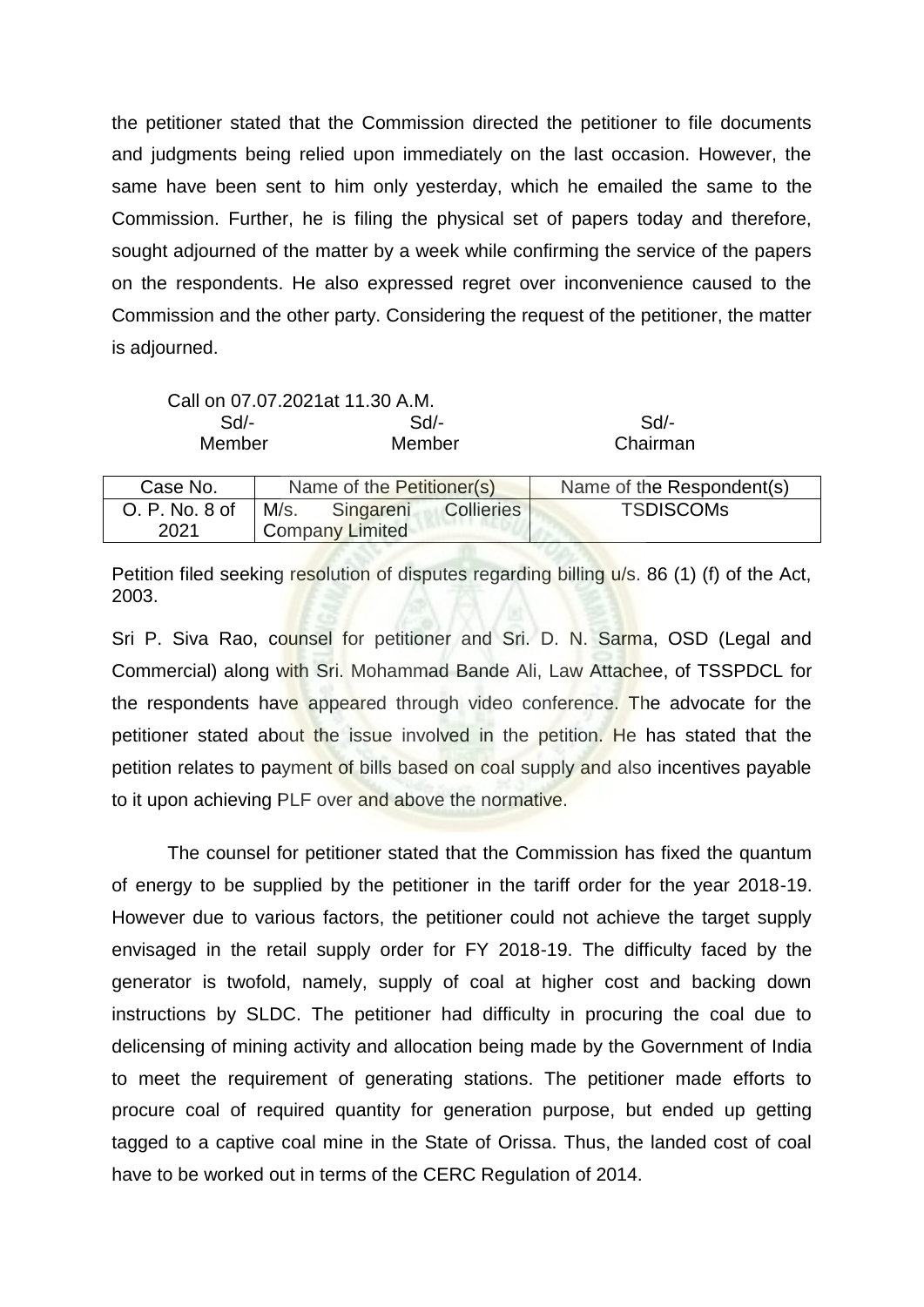the petitioner stated that the Commission directed the petitioner to file documents and judgments being relied upon immediately on the last occasion. However, the same have been sent to him only yesterday, which he emailed the same to the Commission. Further, he is filing the physical set of papers today and therefore, sought adjourned of the matter by a week while confirming the service of the papers on the respondents. He also expressed regret over inconvenience caused to the Commission and the other party. Considering the request of the petitioner, the matter is adjourned.

Call on 07.07.2021at 11.30 A.M.

| Sd/- | Sd/- | Sd/- |
|---|---|---|
| Member | Member | Chairman |

| Case No. | Name of the Petitioner(s) | Name of the Respondent(s) |
|---|---|---|
| O. P. No. 8 of 2021 | M/s. Singareni Collieries Company Limited | TSDISCOMs |

Petition filed seeking resolution of disputes regarding billing u/s. 86 (1) (f) of the Act, 2003.

Sri P. Siva Rao, counsel for petitioner and Sri. D. N. Sarma, OSD (Legal and Commercial) along with Sri. Mohammad Bande Ali, Law Attachee, of TSSPDCL for the respondents have appeared through video conference. The advocate for the petitioner stated about the issue involved in the petition. He has stated that the petition relates to payment of bills based on coal supply and also incentives payable to it upon achieving PLF over and above the normative.

The counsel for petitioner stated that the Commission has fixed the quantum of energy to be supplied by the petitioner in the tariff order for the year 2018-19. However due to various factors, the petitioner could not achieve the target supply envisaged in the retail supply order for FY 2018-19. The difficulty faced by the generator is twofold, namely, supply of coal at higher cost and backing down instructions by SLDC. The petitioner had difficulty in procuring the coal due to delicensing of mining activity and allocation being made by the Government of India to meet the requirement of generating stations. The petitioner made efforts to procure coal of required quantity for generation purpose, but ended up getting tagged to a captive coal mine in the State of Orissa. Thus, the landed cost of coal have to be worked out in terms of the CERC Regulation of 2014.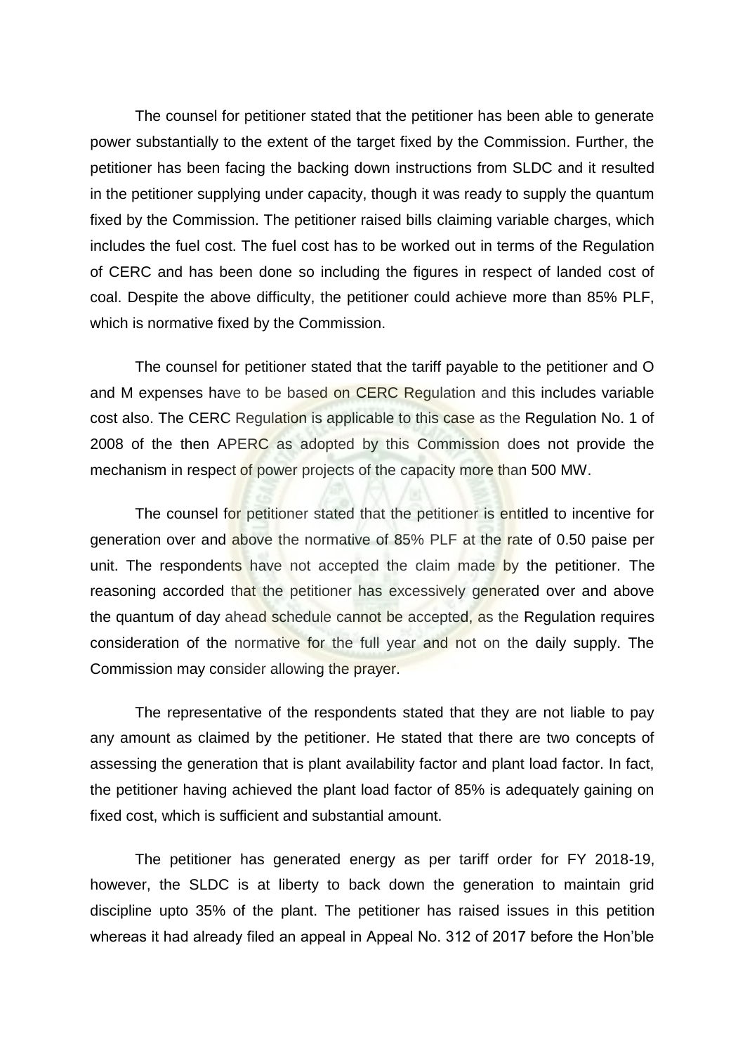The counsel for petitioner stated that the petitioner has been able to generate power substantially to the extent of the target fixed by the Commission. Further, the petitioner has been facing the backing down instructions from SLDC and it resulted in the petitioner supplying under capacity, though it was ready to supply the quantum fixed by the Commission. The petitioner raised bills claiming variable charges, which includes the fuel cost. The fuel cost has to be worked out in terms of the Regulation of CERC and has been done so including the figures in respect of landed cost of coal. Despite the above difficulty, the petitioner could achieve more than 85% PLF, which is normative fixed by the Commission.

The counsel for petitioner stated that the tariff payable to the petitioner and O and M expenses have to be based on CERC Regulation and this includes variable cost also. The CERC Regulation is applicable to this case as the Regulation No. 1 of 2008 of the then APERC as adopted by this Commission does not provide the mechanism in respect of power projects of the capacity more than 500 MW.

The counsel for petitioner stated that the petitioner is entitled to incentive for generation over and above the normative of 85% PLF at the rate of 0.50 paise per unit. The respondents have not accepted the claim made by the petitioner. The reasoning accorded that the petitioner has excessively generated over and above the quantum of day ahead schedule cannot be accepted, as the Regulation requires consideration of the normative for the full year and not on the daily supply. The Commission may consider allowing the prayer.

The representative of the respondents stated that they are not liable to pay any amount as claimed by the petitioner. He stated that there are two concepts of assessing the generation that is plant availability factor and plant load factor. In fact, the petitioner having achieved the plant load factor of 85% is adequately gaining on fixed cost, which is sufficient and substantial amount.

The petitioner has generated energy as per tariff order for FY 2018-19, however, the SLDC is at liberty to back down the generation to maintain grid discipline upto 35% of the plant. The petitioner has raised issues in this petition whereas it had already filed an appeal in Appeal No. 312 of 2017 before the Hon'ble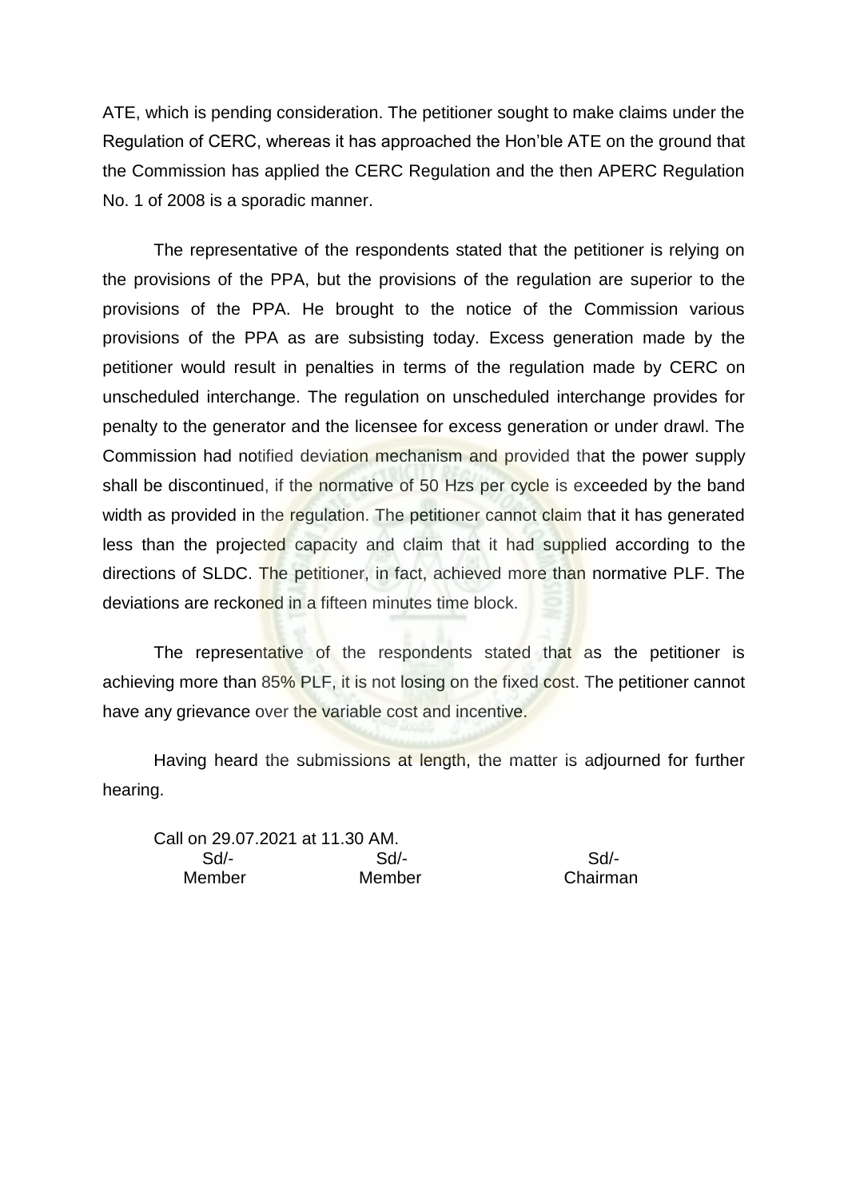ATE, which is pending consideration. The petitioner sought to make claims under the Regulation of CERC, whereas it has approached the Hon'ble ATE on the ground that the Commission has applied the CERC Regulation and the then APERC Regulation No. 1 of 2008 is a sporadic manner.

The representative of the respondents stated that the petitioner is relying on the provisions of the PPA, but the provisions of the regulation are superior to the provisions of the PPA. He brought to the notice of the Commission various provisions of the PPA as are subsisting today. Excess generation made by the petitioner would result in penalties in terms of the regulation made by CERC on unscheduled interchange. The regulation on unscheduled interchange provides for penalty to the generator and the licensee for excess generation or under drawl. The Commission had notified deviation mechanism and provided that the power supply shall be discontinued, if the normative of 50 Hzs per cycle is exceeded by the band width as provided in the regulation. The petitioner cannot claim that it has generated less than the projected capacity and claim that it had supplied according to the directions of SLDC. The petitioner, in fact, achieved more than normative PLF. The deviations are reckoned in a fifteen minutes time block.

The representative of the respondents stated that as the petitioner is achieving more than 85% PLF, it is not losing on the fixed cost. The petitioner cannot have any grievance over the variable cost and incentive.

Having heard the submissions at length, the matter is adjourned for further hearing.

Call on 29.07.2021 at 11.30 AM.

| Sd/- | Sd/- | Sd/- |
|---|---|---|
| Member | Member | Chairman |